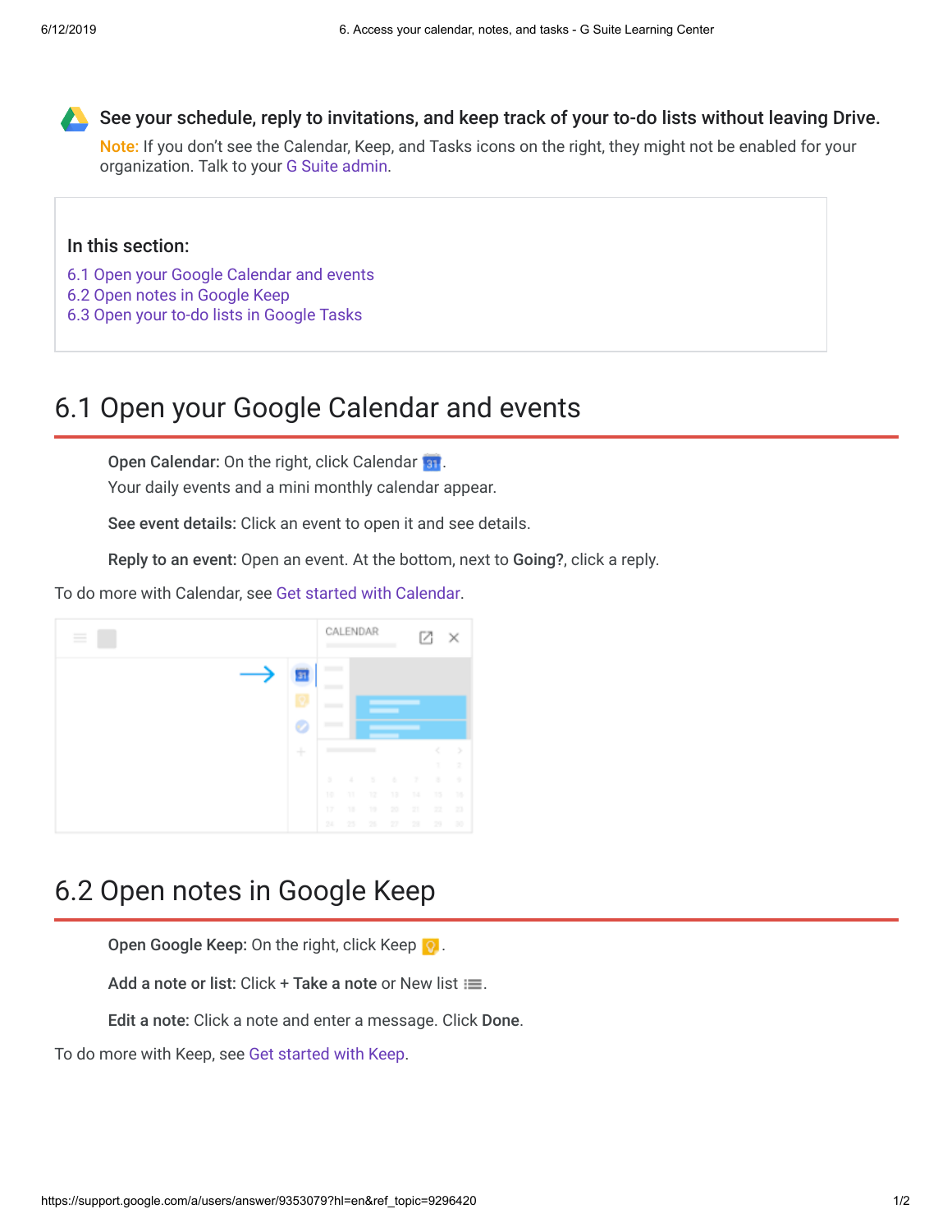**See your schedule, reply to invitations, and keep track of your to-do lists without leaving Drive.**

Note: If you don't see the Calendar, Keep, and Tasks icons on the right, they might not be enabled for your organization. Talk to your G Suite admin.

**In this section:**

6.1 Open your Google Calendar and events
6.2 Open notes in Google Keep
6.3 Open your to-do lists in Google Tasks

# 6.1 Open your Google Calendar and events

**Open Calendar:** On the right, click Calendar.
Your daily events and a mini monthly calendar appear.

**See event details:** Click an event to open it and see details.

**Reply to an event:** Open an event. At the bottom, next to **Going?**, click a reply.

To do more with Calendar, see Get started with Calendar.

# 6.2 Open notes in Google Keep

**Open Google Keep:** On the right, click Keep.

**Add a note or list:** Click + **Take a note** or New list.

**Edit a note:** Click a note and enter a message. Click **Done**.

To do more with Keep, see Get started with Keep.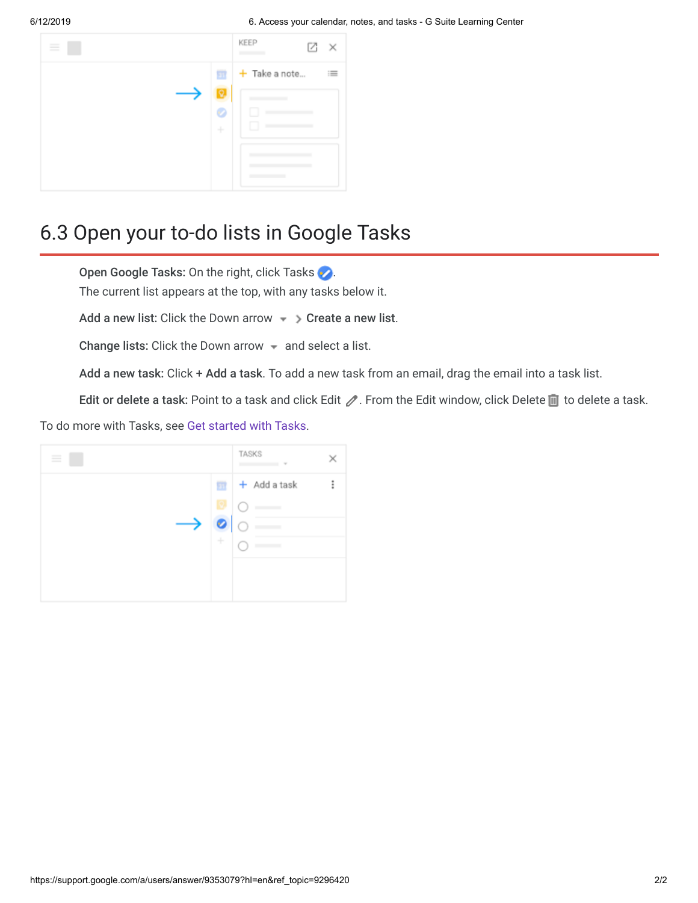## 6.3 Open your to-do lists in Google Tasks

**Open Google Tasks:** On the right, click Tasks.
The current list appears at the top, with any tasks below it.

**Add a new list:** Click the Down arrow > **Create a new list**.

**Change lists:** Click the Down arrow and select a list.

**Add a new task:** Click + **Add a task**. To add a new task from an email, drag the email into a task list.

**Edit or delete a task:** Point to a task and click Edit. From the Edit window, click Delete to delete a task.

To do more with Tasks, see Get started with Tasks.